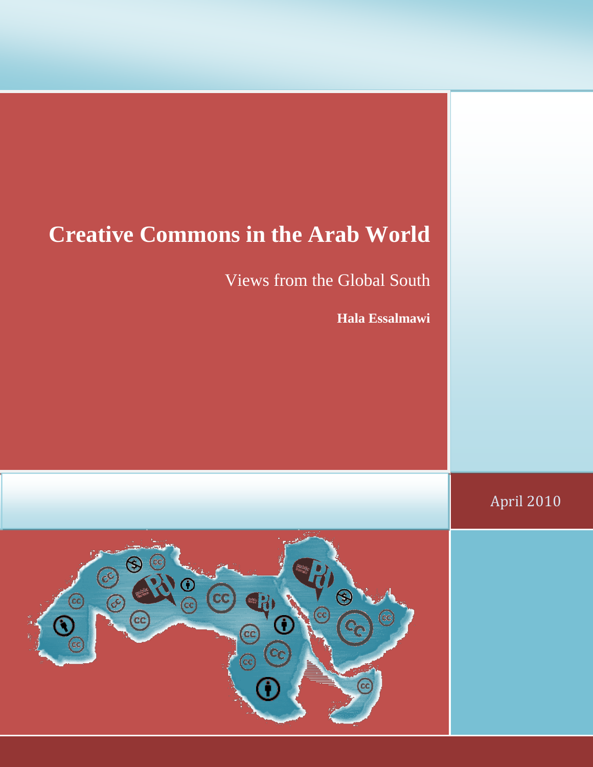# Creative Commons in the Arab World

Views from the Global South

**Hala Essalmawi**

April 2010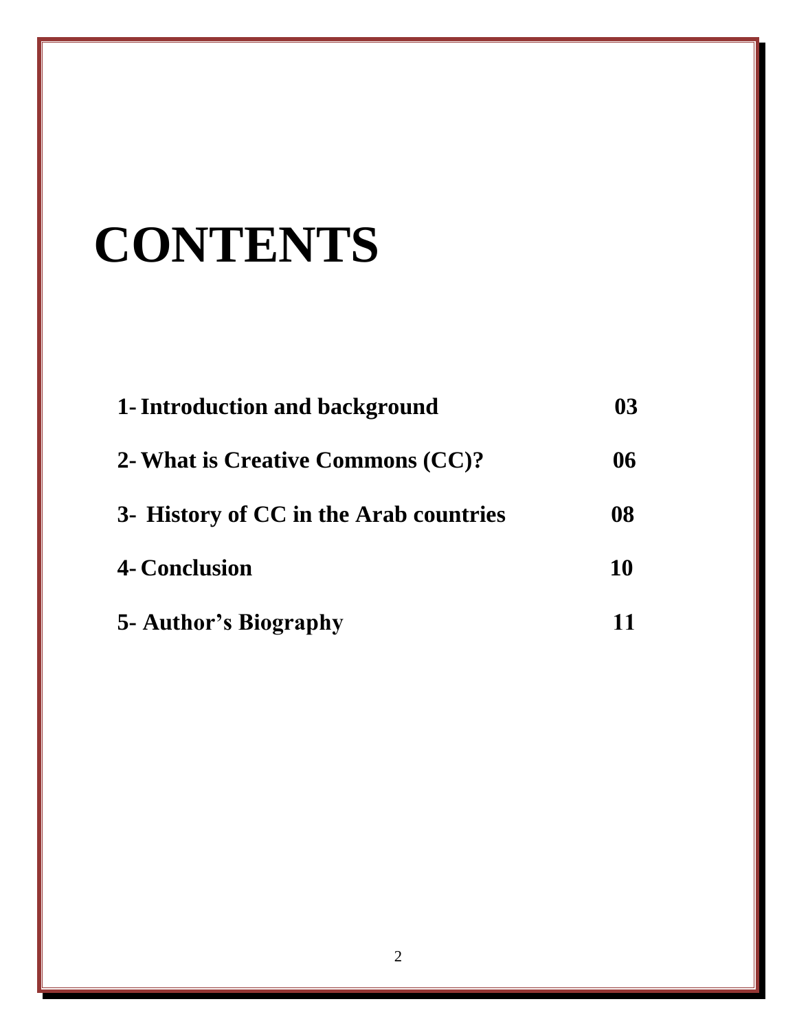# CONTENTS

| | |
|---|---|
| **1- Introduction and background** | **03** |
| **2- What is Creative Commons (CC)?** | **06** |
| **3- History of CC in the Arab countries** | **08** |
| **4- Conclusion** | **10** |
| **5- Author's Biography** | **11** |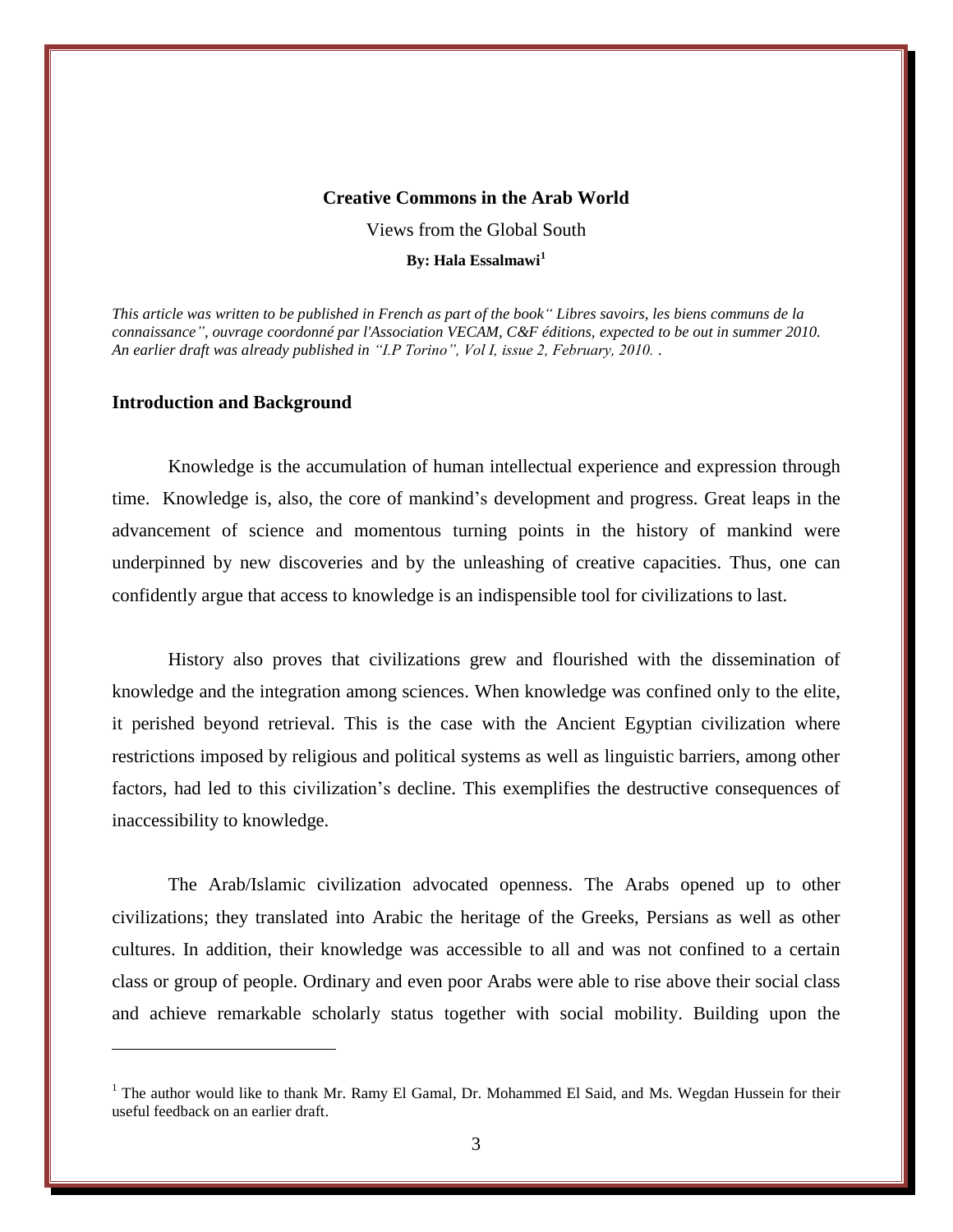# Creative Commons in the Arab World

Views from the Global South

**By: Hala Essalmawi[1]**

*This article was written to be published in French as part of the book" Libres savoirs, les biens communs de la connaissance", ouvrage coordonné par l'Association VECAM, C&F éditions, expected to be out in summer 2010. An earlier draft was already published in "I.P Torino", Vol I, issue 2, February, 2010. .*

## Introduction and Background

Knowledge is the accumulation of human intellectual experience and expression through time. Knowledge is, also, the core of mankind's development and progress. Great leaps in the advancement of science and momentous turning points in the history of mankind were underpinned by new discoveries and by the unleashing of creative capacities. Thus, one can confidently argue that access to knowledge is an indispensible tool for civilizations to last.

History also proves that civilizations grew and flourished with the dissemination of knowledge and the integration among sciences. When knowledge was confined only to the elite, it perished beyond retrieval. This is the case with the Ancient Egyptian civilization where restrictions imposed by religious and political systems as well as linguistic barriers, among other factors, had led to this civilization's decline. This exemplifies the destructive consequences of inaccessibility to knowledge.

The Arab/Islamic civilization advocated openness. The Arabs opened up to other civilizations; they translated into Arabic the heritage of the Greeks, Persians as well as other cultures. In addition, their knowledge was accessible to all and was not confined to a certain class or group of people. Ordinary and even poor Arabs were able to rise above their social class and achieve remarkable scholarly status together with social mobility. Building upon the

[1] The author would like to thank Mr. Ramy El Gamal, Dr. Mohammed El Said, and Ms. Wegdan Hussein for their useful feedback on an earlier draft.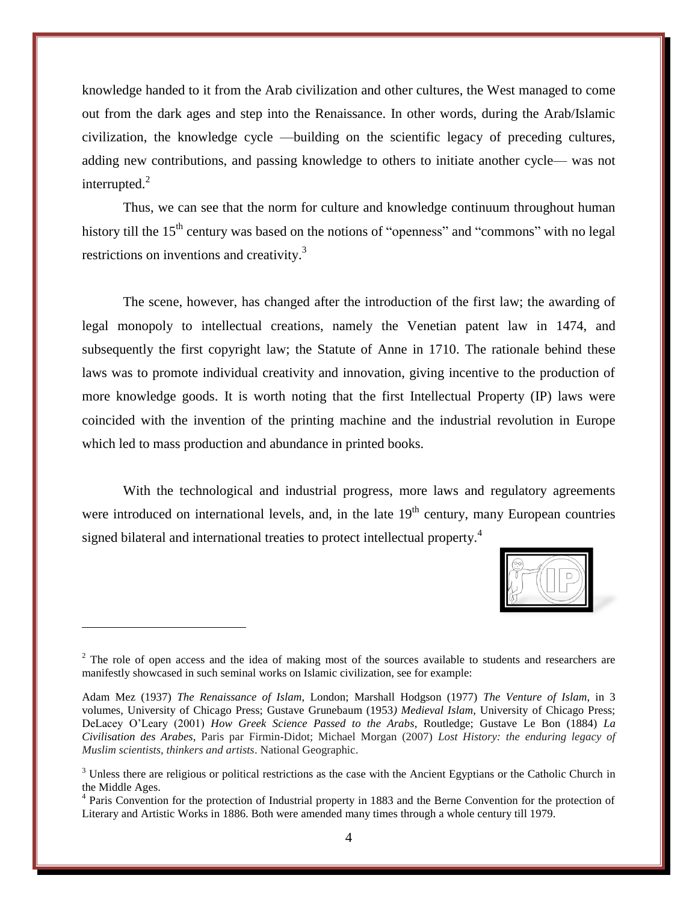knowledge handed to it from the Arab civilization and other cultures, the West managed to come out from the dark ages and step into the Renaissance. In other words, during the Arab/Islamic civilization, the knowledge cycle —building on the scientific legacy of preceding cultures, adding new contributions, and passing knowledge to others to initiate another cycle— was not interrupted.[2]

Thus, we can see that the norm for culture and knowledge continuum throughout human history till the 15th century was based on the notions of "openness" and "commons" with no legal restrictions on inventions and creativity.[3]

The scene, however, has changed after the introduction of the first law; the awarding of legal monopoly to intellectual creations, namely the Venetian patent law in 1474, and subsequently the first copyright law; the Statute of Anne in 1710. The rationale behind these laws was to promote individual creativity and innovation, giving incentive to the production of more knowledge goods. It is worth noting that the first Intellectual Property (IP) laws were coincided with the invention of the printing machine and the industrial revolution in Europe which led to mass production and abundance in printed books.

With the technological and industrial progress, more laws and regulatory agreements were introduced on international levels, and, in the late 19th century, many European countries signed bilateral and international treaties to protect intellectual property.[4]

---

[2] The role of open access and the idea of making most of the sources available to students and researchers are manifestly showcased in such seminal works on Islamic civilization, see for example:

Adam Mez (1937) *The Renaissance of Islam*, London; Marshall Hodgson (1977) *The Venture of Islam*, in 3 volumes, University of Chicago Press; Gustave Grunebaum (1953) *Medieval Islam*, University of Chicago Press; DeLacey O'Leary (2001) *How Greek Science Passed to the Arabs*, Routledge; Gustave Le Bon (1884) *La Civilisation des Arabes*, Paris par Firmin-Didot; Michael Morgan (2007) *Lost History: the enduring legacy of Muslim scientists, thinkers and artists*. National Geographic.

[3] Unless there are religious or political restrictions as the case with the Ancient Egyptians or the Catholic Church in the Middle Ages.

[4] Paris Convention for the protection of Industrial property in 1883 and the Berne Convention for the protection of Literary and Artistic Works in 1886. Both were amended many times through a whole century till 1979.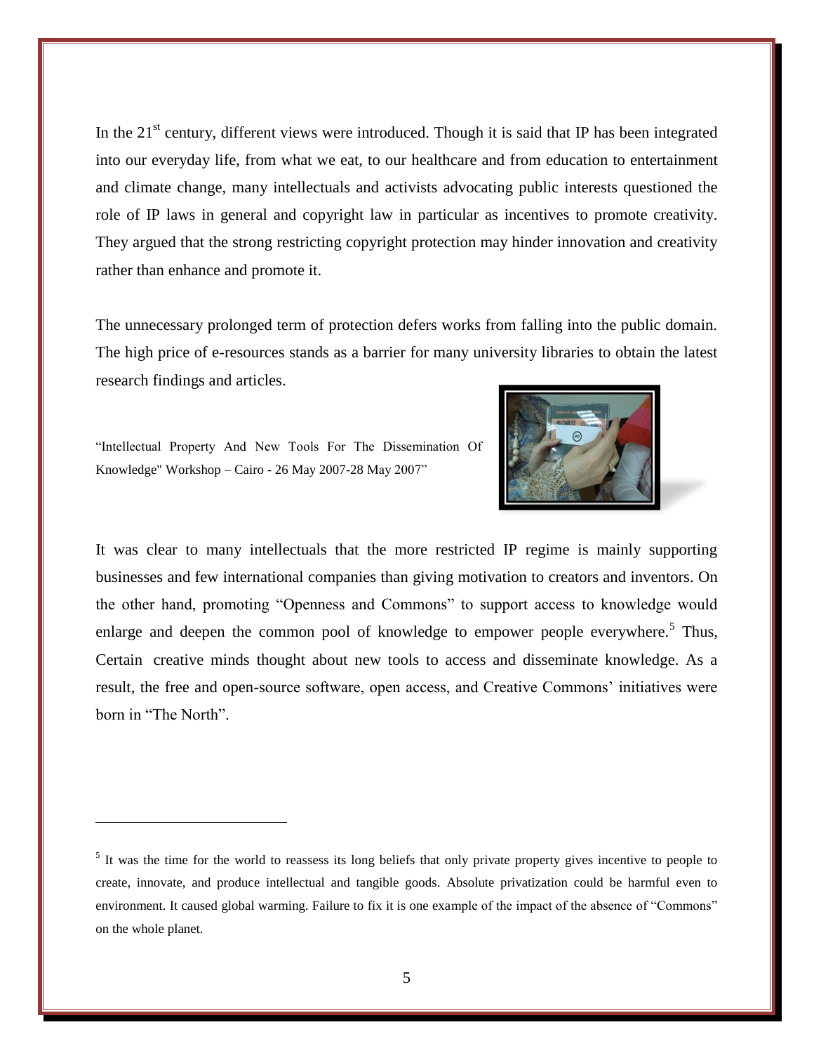In the 21st century, different views were introduced. Though it is said that IP has been integrated into our everyday life, from what we eat, to our healthcare and from education to entertainment and climate change, many intellectuals and activists advocating public interests questioned the role of IP laws in general and copyright law in particular as incentives to promote creativity. They argued that the strong restricting copyright protection may hinder innovation and creativity rather than enhance and promote it.

The unnecessary prolonged term of protection defers works from falling into the public domain. The high price of e-resources stands as a barrier for many university libraries to obtain the latest research findings and articles.

"Intellectual Property And New Tools For The Dissemination Of Knowledge" Workshop – Cairo - 26 May 2007-28 May 2007"

It was clear to many intellectuals that the more restricted IP regime is mainly supporting businesses and few international companies than giving motivation to creators and inventors. On the other hand, promoting "Openness and Commons" to support access to knowledge would enlarge and deepen the common pool of knowledge to empower people everywhere.[5] Thus, Certain creative minds thought about new tools to access and disseminate knowledge. As a result, the free and open-source software, open access, and Creative Commons' initiatives were born in "The North".

---

[5] It was the time for the world to reassess its long beliefs that only private property gives incentive to people to create, innovate, and produce intellectual and tangible goods. Absolute privatization could be harmful even to environment. It caused global warming. Failure to fix it is one example of the impact of the absence of "Commons" on the whole planet.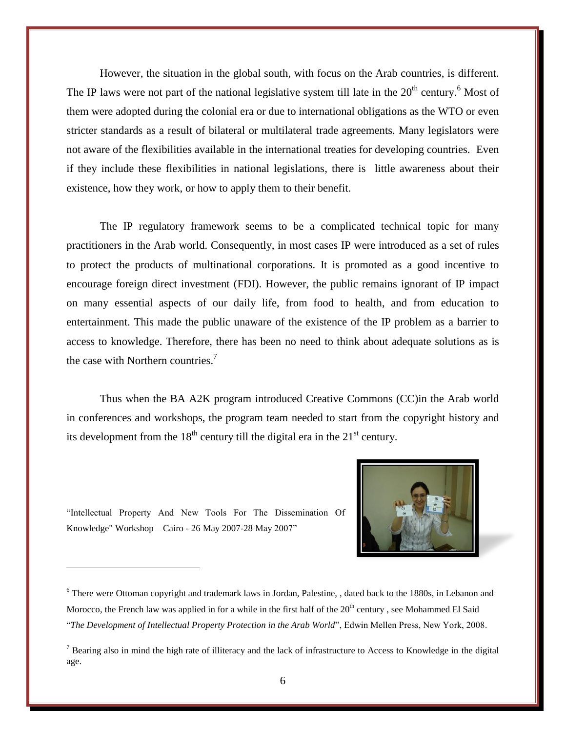However, the situation in the global south, with focus on the Arab countries, is different. The IP laws were not part of the national legislative system till late in the 20th century.[6] Most of them were adopted during the colonial era or due to international obligations as the WTO or even stricter standards as a result of bilateral or multilateral trade agreements. Many legislators were not aware of the flexibilities available in the international treaties for developing countries. Even if they include these flexibilities in national legislations, there is little awareness about their existence, how they work, or how to apply them to their benefit.

The IP regulatory framework seems to be a complicated technical topic for many practitioners in the Arab world. Consequently, in most cases IP were introduced as a set of rules to protect the products of multinational corporations. It is promoted as a good incentive to encourage foreign direct investment (FDI). However, the public remains ignorant of IP impact on many essential aspects of our daily life, from food to health, and from education to entertainment. This made the public unaware of the existence of the IP problem as a barrier to access to knowledge. Therefore, there has been no need to think about adequate solutions as is the case with Northern countries.[7]

Thus when the BA A2K program introduced Creative Commons (CC)in the Arab world in conferences and workshops, the program team needed to start from the copyright history and its development from the 18th century till the digital era in the 21st century.

"Intellectual Property And New Tools For The Dissemination Of Knowledge" Workshop – Cairo - 26 May 2007-28 May 2007"

---

[6] There were Ottoman copyright and trademark laws in Jordan, Palestine, , dated back to the 1880s, in Lebanon and Morocco, the French law was applied in for a while in the first half of the 20th century , see Mohammed El Said "*The Development of Intellectual Property Protection in the Arab World*", Edwin Mellen Press, New York, 2008.

[7] Bearing also in mind the high rate of illiteracy and the lack of infrastructure to Access to Knowledge in the digital age.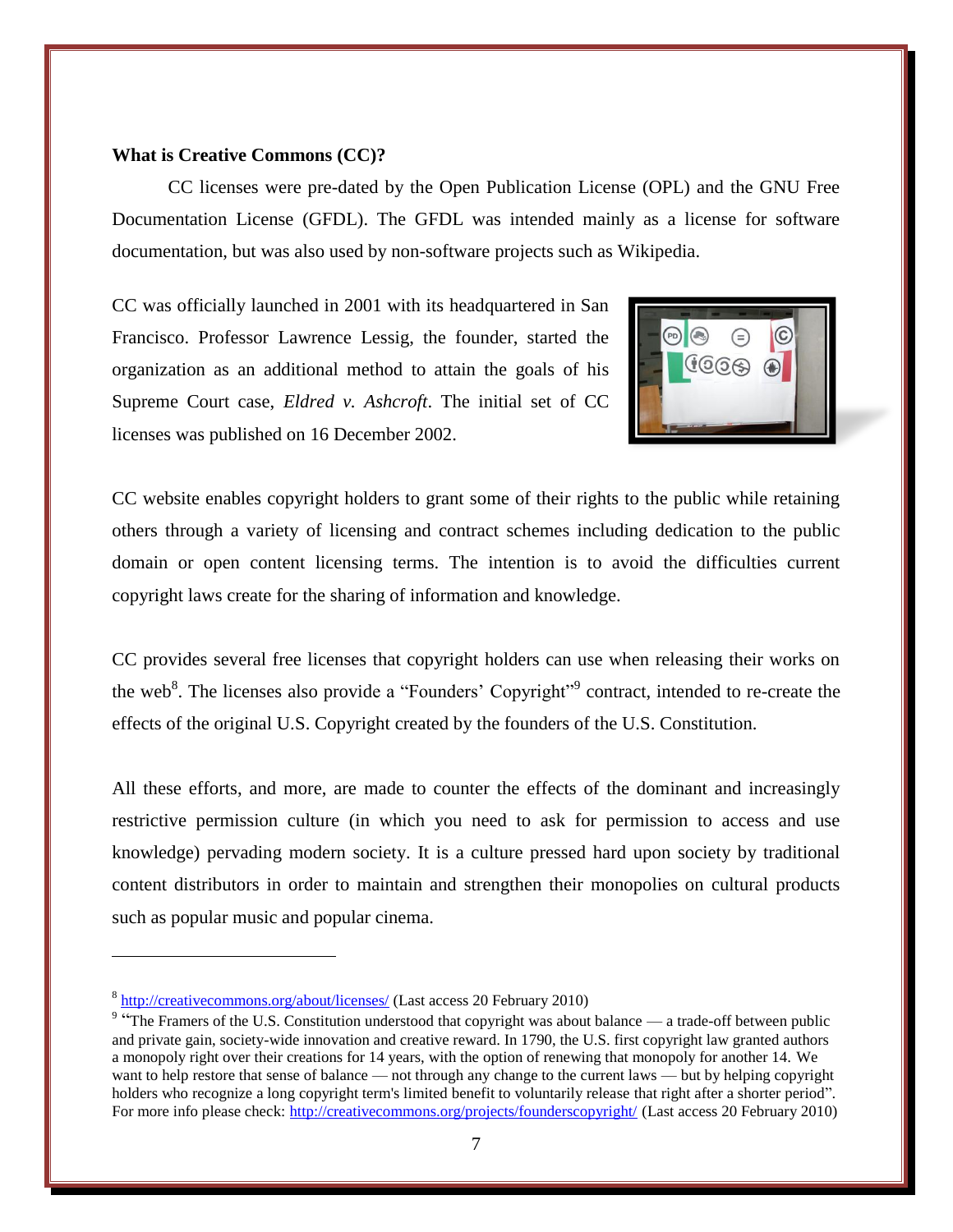**What is Creative Commons (CC)?**

CC licenses were pre-dated by the Open Publication License (OPL) and the GNU Free Documentation License (GFDL). The GFDL was intended mainly as a license for software documentation, but was also used by non-software projects such as Wikipedia.

CC was officially launched in 2001 with its headquartered in San Francisco. Professor Lawrence Lessig, the founder, started the organization as an additional method to attain the goals of his Supreme Court case, *Eldred v. Ashcroft*. The initial set of CC licenses was published on 16 December 2002.

CC website enables copyright holders to grant some of their rights to the public while retaining others through a variety of licensing and contract schemes including dedication to the public domain or open content licensing terms. The intention is to avoid the difficulties current copyright laws create for the sharing of information and knowledge.

CC provides several free licenses that copyright holders can use when releasing their works on the web[8]. The licenses also provide a "Founders' Copyright"[9] contract, intended to re-create the effects of the original U.S. Copyright created by the founders of the U.S. Constitution.

All these efforts, and more, are made to counter the effects of the dominant and increasingly restrictive permission culture (in which you need to ask for permission to access and use knowledge) pervading modern society. It is a culture pressed hard upon society by traditional content distributors in order to maintain and strengthen their monopolies on cultural products such as popular music and popular cinema.

---

[8] http://creativecommons.org/about/licenses/ (Last access 20 February 2010)

[9] "The Framers of the U.S. Constitution understood that copyright was about balance — a trade-off between public and private gain, society-wide innovation and creative reward. In 1790, the U.S. first copyright law granted authors a monopoly right over their creations for 14 years, with the option of renewing that monopoly for another 14. We want to help restore that sense of balance — not through any change to the current laws — but by helping copyright holders who recognize a long copyright term's limited benefit to voluntarily release that right after a shorter period". For more info please check: http://creativecommons.org/projects/founderscopyright/ (Last access 20 February 2010)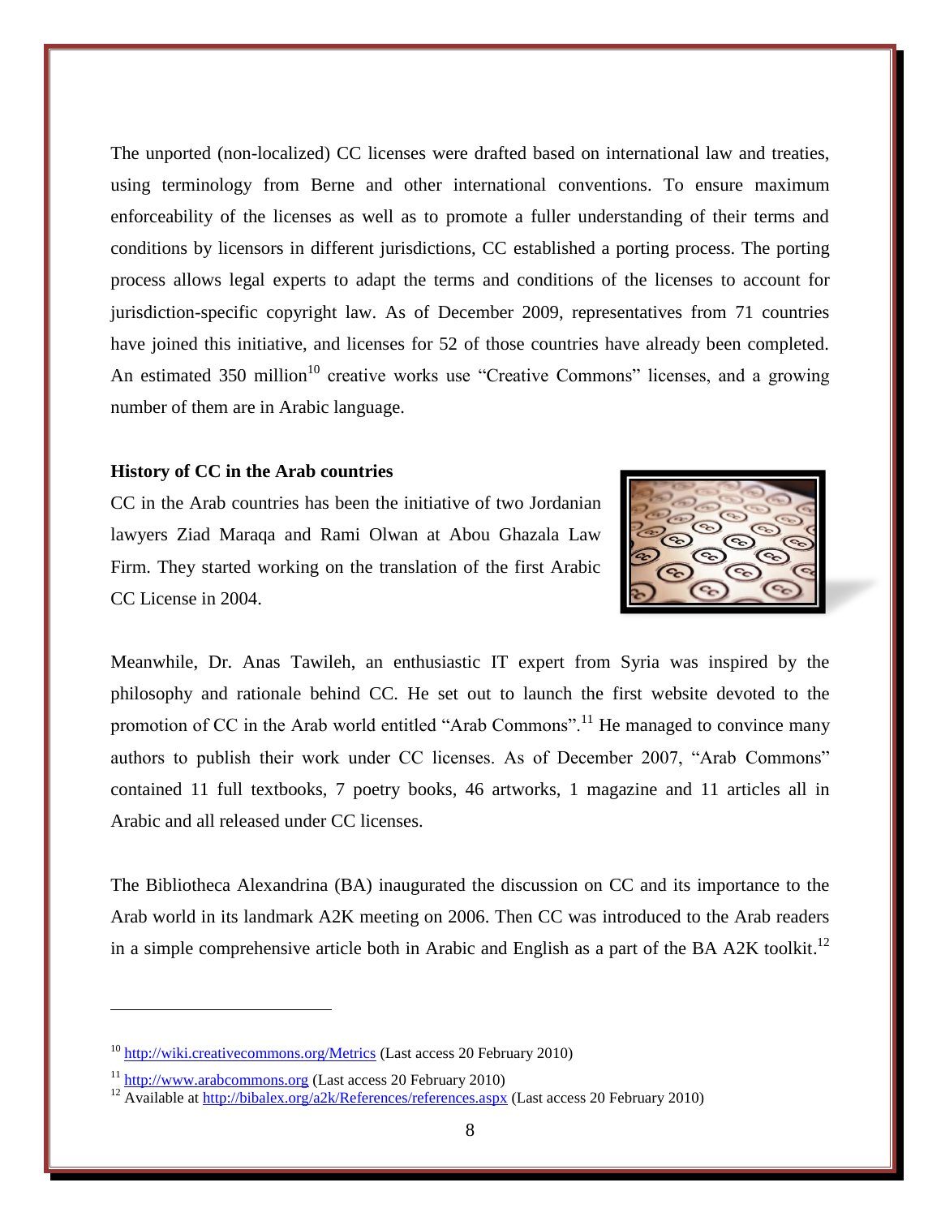The unported (non-localized) CC licenses were drafted based on international law and treaties, using terminology from Berne and other international conventions. To ensure maximum enforceability of the licenses as well as to promote a fuller understanding of their terms and conditions by licensors in different jurisdictions, CC established a porting process. The porting process allows legal experts to adapt the terms and conditions of the licenses to account for jurisdiction-specific copyright law. As of December 2009, representatives from 71 countries have joined this initiative, and licenses for 52 of those countries have already been completed. An estimated 350 million[10] creative works use "Creative Commons" licenses, and a growing number of them are in Arabic language.

**History of CC in the Arab countries**

CC in the Arab countries has been the initiative of two Jordanian lawyers Ziad Maraqa and Rami Olwan at Abou Ghazala Law Firm. They started working on the translation of the first Arabic CC License in 2004.

Meanwhile, Dr. Anas Tawileh, an enthusiastic IT expert from Syria was inspired by the philosophy and rationale behind CC. He set out to launch the first website devoted to the promotion of CC in the Arab world entitled "Arab Commons".[11] He managed to convince many authors to publish their work under CC licenses. As of December 2007, "Arab Commons" contained 11 full textbooks, 7 poetry books, 46 artworks, 1 magazine and 11 articles all in Arabic and all released under CC licenses.

The Bibliotheca Alexandrina (BA) inaugurated the discussion on CC and its importance to the Arab world in its landmark A2K meeting on 2006. Then CC was introduced to the Arab readers in a simple comprehensive article both in Arabic and English as a part of the BA A2K toolkit.[12]

---

[10] http://wiki.creativecommons.org/Metrics (Last access 20 February 2010)

[11] http://www.arabcommons.org (Last access 20 February 2010)

[12] Available at http://bibalex.org/a2k/References/references.aspx (Last access 20 February 2010)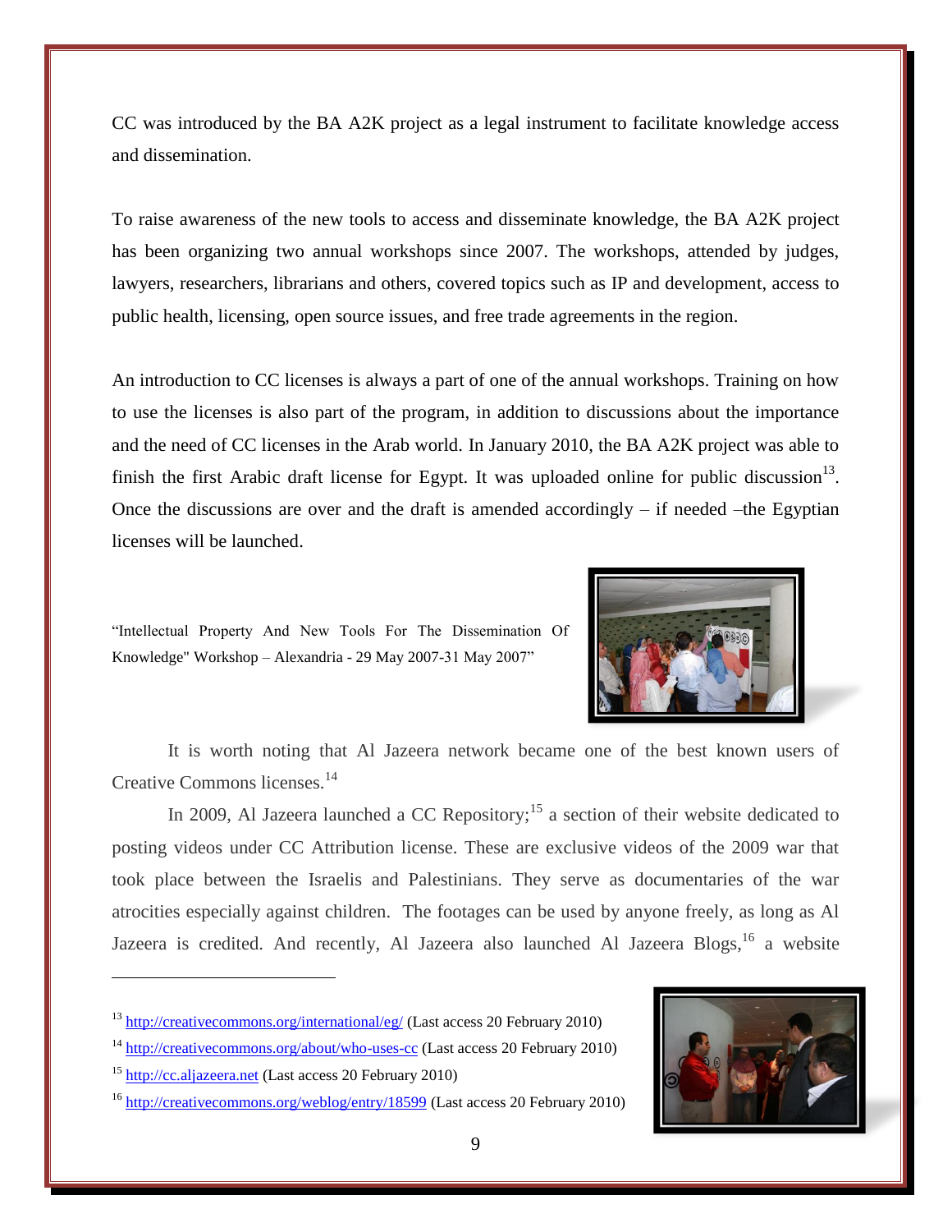CC was introduced by the BA A2K project as a legal instrument to facilitate knowledge access and dissemination.

To raise awareness of the new tools to access and disseminate knowledge, the BA A2K project has been organizing two annual workshops since 2007. The workshops, attended by judges, lawyers, researchers, librarians and others, covered topics such as IP and development, access to public health, licensing, open source issues, and free trade agreements in the region.

An introduction to CC licenses is always a part of one of the annual workshops. Training on how to use the licenses is also part of the program, in addition to discussions about the importance and the need of CC licenses in the Arab world. In January 2010, the BA A2K project was able to finish the first Arabic draft license for Egypt. It was uploaded online for public discussion[13]. Once the discussions are over and the draft is amended accordingly – if needed –the Egyptian licenses will be launched.

"Intellectual Property And New Tools For The Dissemination Of Knowledge" Workshop – Alexandria - 29 May 2007-31 May 2007"

It is worth noting that Al Jazeera network became one of the best known users of Creative Commons licenses.[14]

In 2009, Al Jazeera launched a CC Repository;[15] a section of their website dedicated to posting videos under CC Attribution license. These are exclusive videos of the 2009 war that took place between the Israelis and Palestinians. They serve as documentaries of the war atrocities especially against children. The footages can be used by anyone freely, as long as Al Jazeera is credited. And recently, Al Jazeera also launched Al Jazeera Blogs,[16] a website

---

[13] http://creativecommons.org/international/eg/ (Last access 20 February 2010)

[14] http://creativecommons.org/about/who-uses-cc (Last access 20 February 2010)

[15] http://cc.aljazeera.net (Last access 20 February 2010)

[16] http://creativecommons.org/weblog/entry/18599 (Last access 20 February 2010)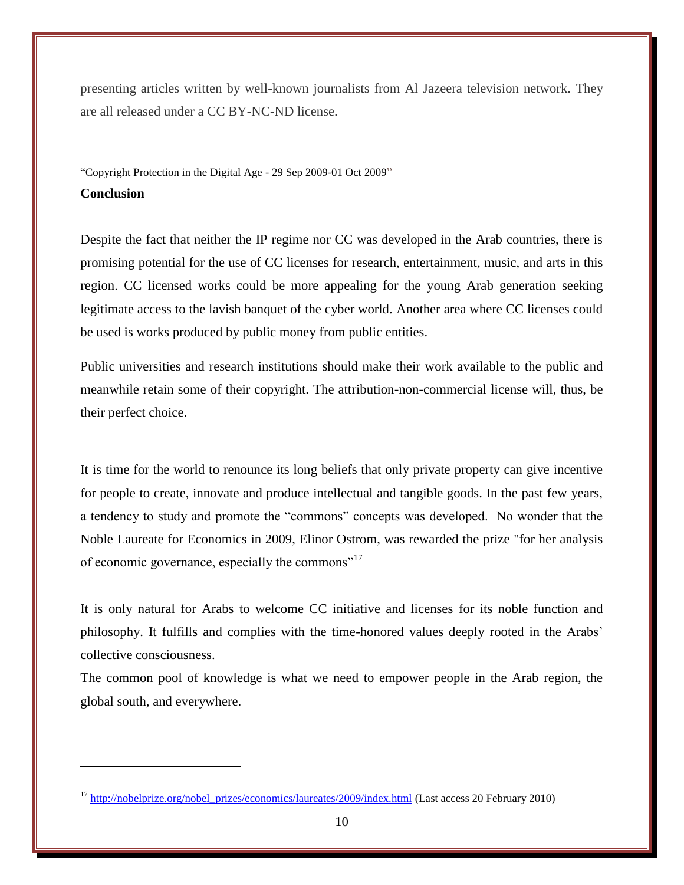presenting articles written by well-known journalists from Al Jazeera television network. They are all released under a CC BY-NC-ND license.

"Copyright Protection in the Digital Age - 29 Sep 2009-01 Oct 2009"

**Conclusion**

Despite the fact that neither the IP regime nor CC was developed in the Arab countries, there is promising potential for the use of CC licenses for research, entertainment, music, and arts in this region. CC licensed works could be more appealing for the young Arab generation seeking legitimate access to the lavish banquet of the cyber world. Another area where CC licenses could be used is works produced by public money from public entities.

Public universities and research institutions should make their work available to the public and meanwhile retain some of their copyright. The attribution-non-commercial license will, thus, be their perfect choice.

It is time for the world to renounce its long beliefs that only private property can give incentive for people to create, innovate and produce intellectual and tangible goods. In the past few years, a tendency to study and promote the "commons" concepts was developed. No wonder that the Noble Laureate for Economics in 2009, Elinor Ostrom, was rewarded the prize "for her analysis of economic governance, especially the commons"[17]

It is only natural for Arabs to welcome CC initiative and licenses for its noble function and philosophy. It fulfills and complies with the time-honored values deeply rooted in the Arabs' collective consciousness.

The common pool of knowledge is what we need to empower people in the Arab region, the global south, and everywhere.

---

[17] http://nobelprize.org/nobel_prizes/economics/laureates/2009/index.html (Last access 20 February 2010)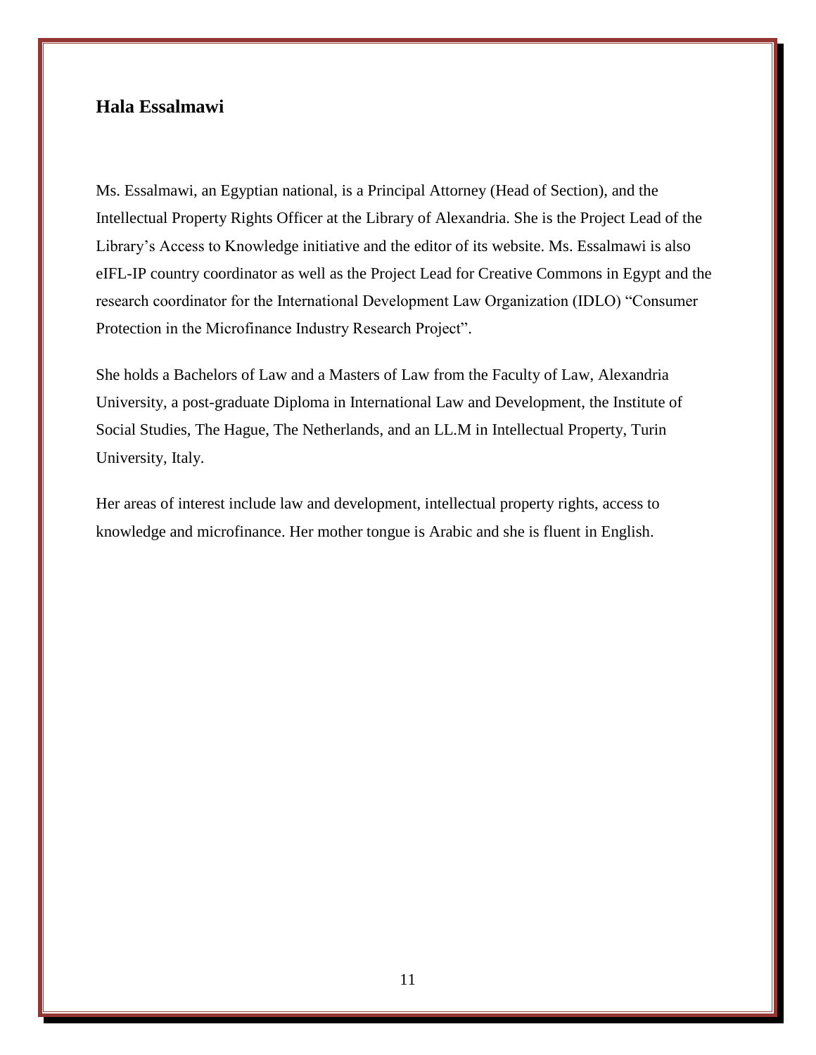## Hala Essalmawi

Ms. Essalmawi, an Egyptian national, is a Principal Attorney (Head of Section), and the Intellectual Property Rights Officer at the Library of Alexandria. She is the Project Lead of the Library's Access to Knowledge initiative and the editor of its website. Ms. Essalmawi is also eIFL-IP country coordinator as well as the Project Lead for Creative Commons in Egypt and the research coordinator for the International Development Law Organization (IDLO) "Consumer Protection in the Microfinance Industry Research Project".

She holds a Bachelors of Law and a Masters of Law from the Faculty of Law, Alexandria University, a post-graduate Diploma in International Law and Development, the Institute of Social Studies, The Hague, The Netherlands, and an LL.M in Intellectual Property, Turin University, Italy.

Her areas of interest include law and development, intellectual property rights, access to knowledge and microfinance. Her mother tongue is Arabic and she is fluent in English.